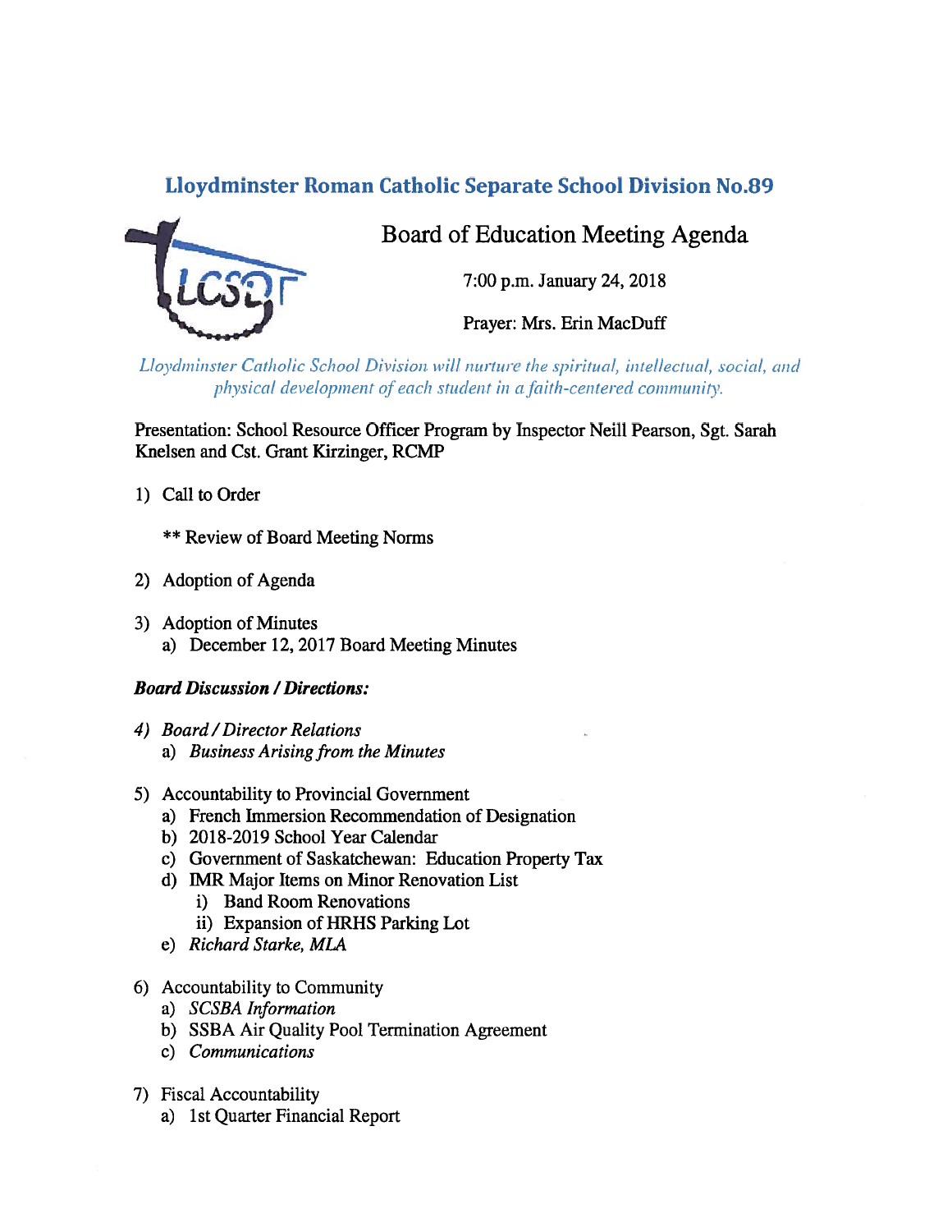## Lloydminster Roman Catholic Separate School Division No.89

# Board of Education Meeting Agenda

7:00 p.m. January 24, 2018

Prayer: Mrs. Erin MacDuff

*Lloydminster Catholic School Division will nurture the spiritual, intellectual, social, and physical development of each student in a faith-centered community.*

Presentation: School Resource Officer Program by Inspector Neill Pearson, Sgt. Sarah Knelsen and Cst. Grant Kirzinger, RCMP

1) Call to Order

   ** Review of Board Meeting Norms

2) Adoption of Agenda

3) Adoption of Minutes
   a) December 12, 2017 Board Meeting Minutes

***Board Discussion / Directions:***

4) *Board / Director Relations*
   a) *Business Arising from the Minutes*

5) Accountability to Provincial Government
   a) French Immersion Recommendation of Designation
   b) 2018-2019 School Year Calendar
   c) Government of Saskatchewan: Education Property Tax
   d) IMR Major Items on Minor Renovation List
      i) Band Room Renovations
      ii) Expansion of HRHS Parking Lot
   e) *Richard Starke, MLA*

6) Accountability to Community
   a) *SCSBA Information*
   b) SSBA Air Quality Pool Termination Agreement
   c) *Communications*

7) Fiscal Accountability
   a) 1st Quarter Financial Report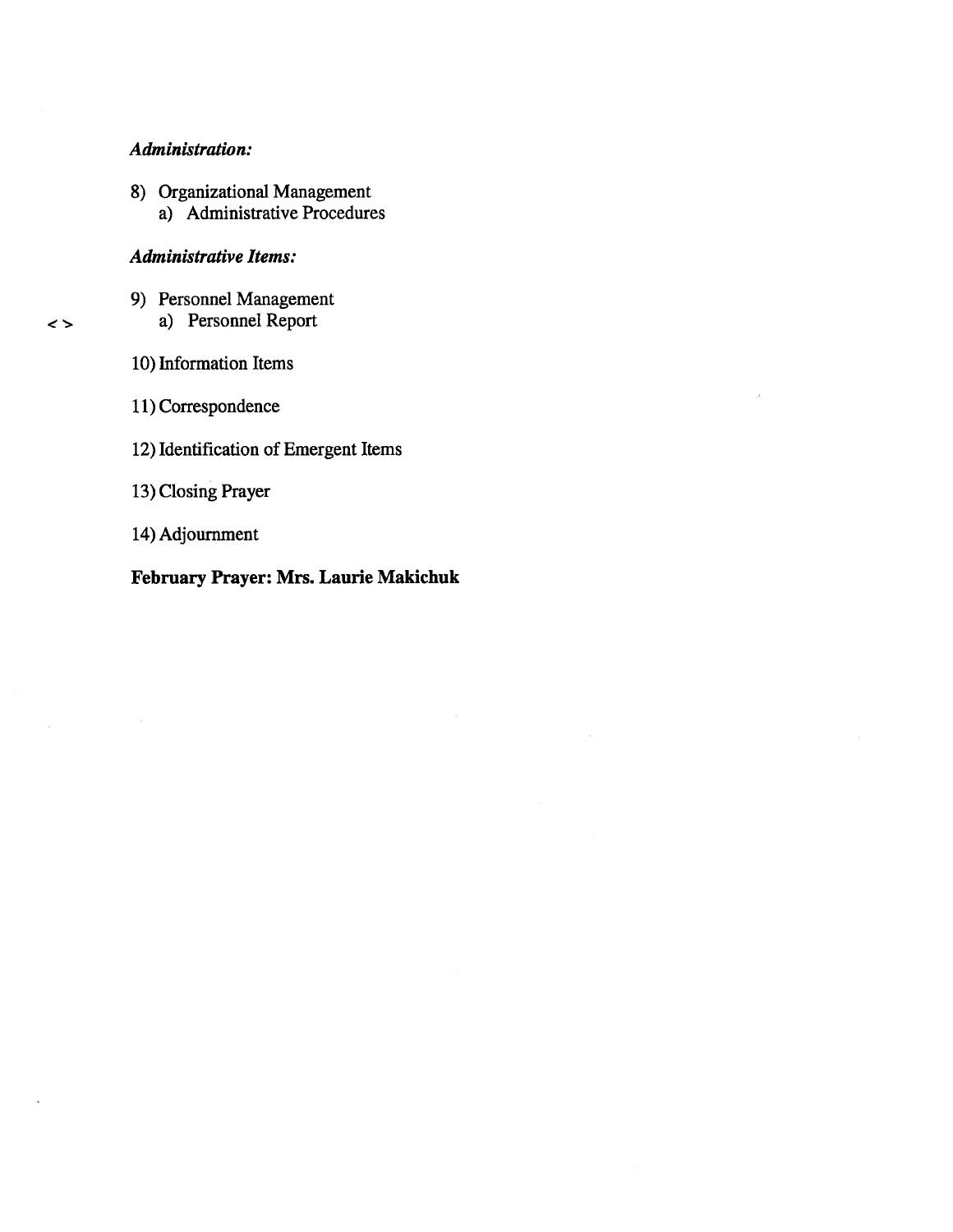*Administration:*

8) Organizational Management
   a) Administrative Procedures

*Administrative Items:*

9) Personnel Management
   < > a) Personnel Report

10) Information Items

11) Correspondence

12) Identification of Emergent Items

13) Closing Prayer

14) Adjournment

**February Prayer: Mrs. Laurie Makichuk**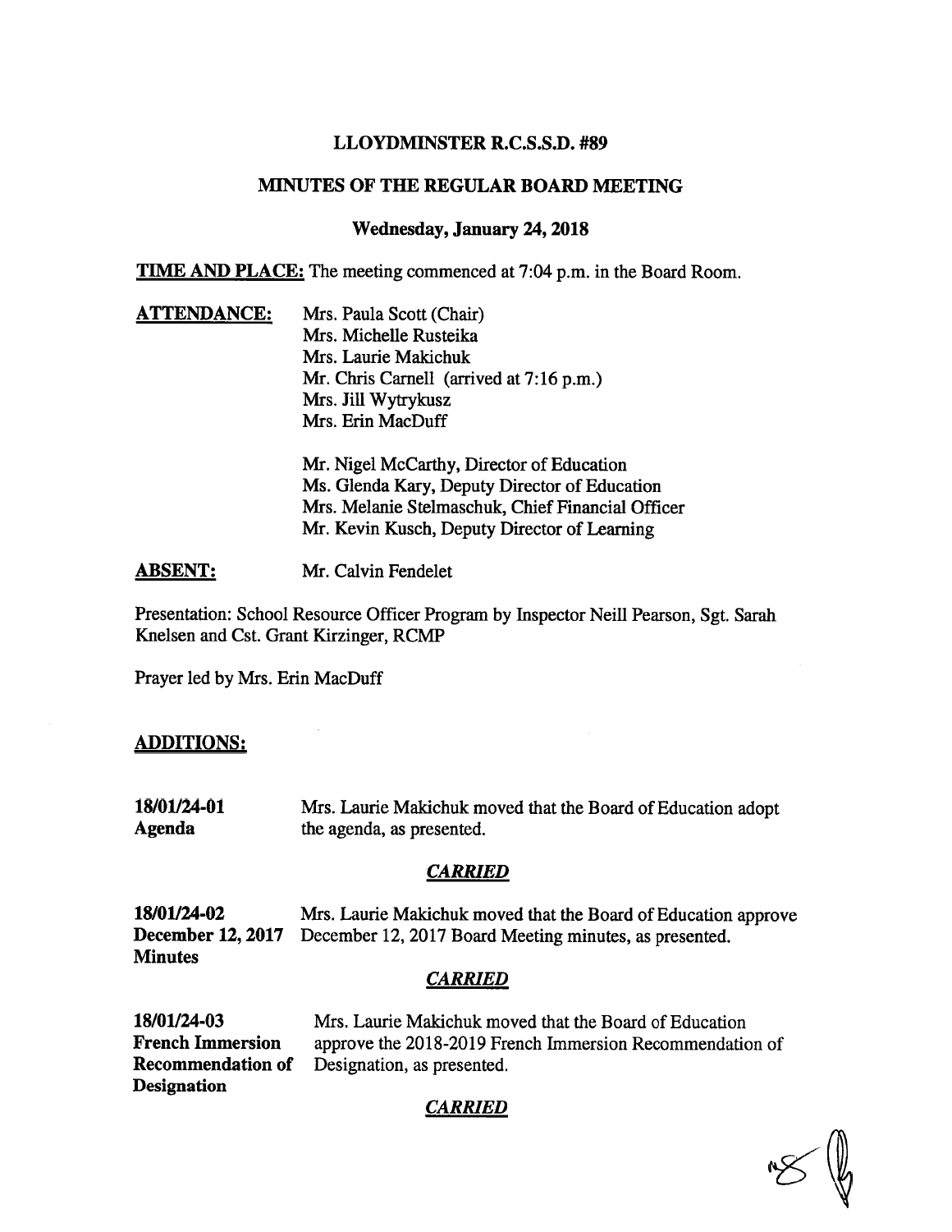# LLOYDMINSTER R.C.S.S.D. #89

## MINUTES OF THE REGULAR BOARD MEETING

### Wednesday, January 24, 2018

**TIME AND PLACE:** The meeting commenced at 7:04 p.m. in the Board Room.

**ATTENDANCE:**

Mrs. Paula Scott (Chair)
Mrs. Michelle Rusteika
Mrs. Laurie Makichuk
Mr. Chris Carnell (arrived at 7:16 p.m.)
Mrs. Jill Wytrykusz
Mrs. Erin MacDuff

Mr. Nigel McCarthy, Director of Education
Ms. Glenda Kary, Deputy Director of Education
Mrs. Melanie Stelmaschuk, Chief Financial Officer
Mr. Kevin Kusch, Deputy Director of Learning

**ABSENT:** Mr. Calvin Fendelet

Presentation: School Resource Officer Program by Inspector Neill Pearson, Sgt. Sarah Knelsen and Cst. Grant Kirzinger, RCMP

Prayer led by Mrs. Erin MacDuff

**ADDITIONS:**

**18/01/24-01**
**Agenda**

Mrs. Laurie Makichuk moved that the Board of Education adopt the agenda, as presented.

***CARRIED***

**18/01/24-02**
**December 12, 2017 Minutes**

Mrs. Laurie Makichuk moved that the Board of Education approve December 12, 2017 Board Meeting minutes, as presented.

***CARRIED***

**18/01/24-03**
**French Immersion Recommendation of Designation**

Mrs. Laurie Makichuk moved that the Board of Education approve the 2018-2019 French Immersion Recommendation of Designation, as presented.

***CARRIED***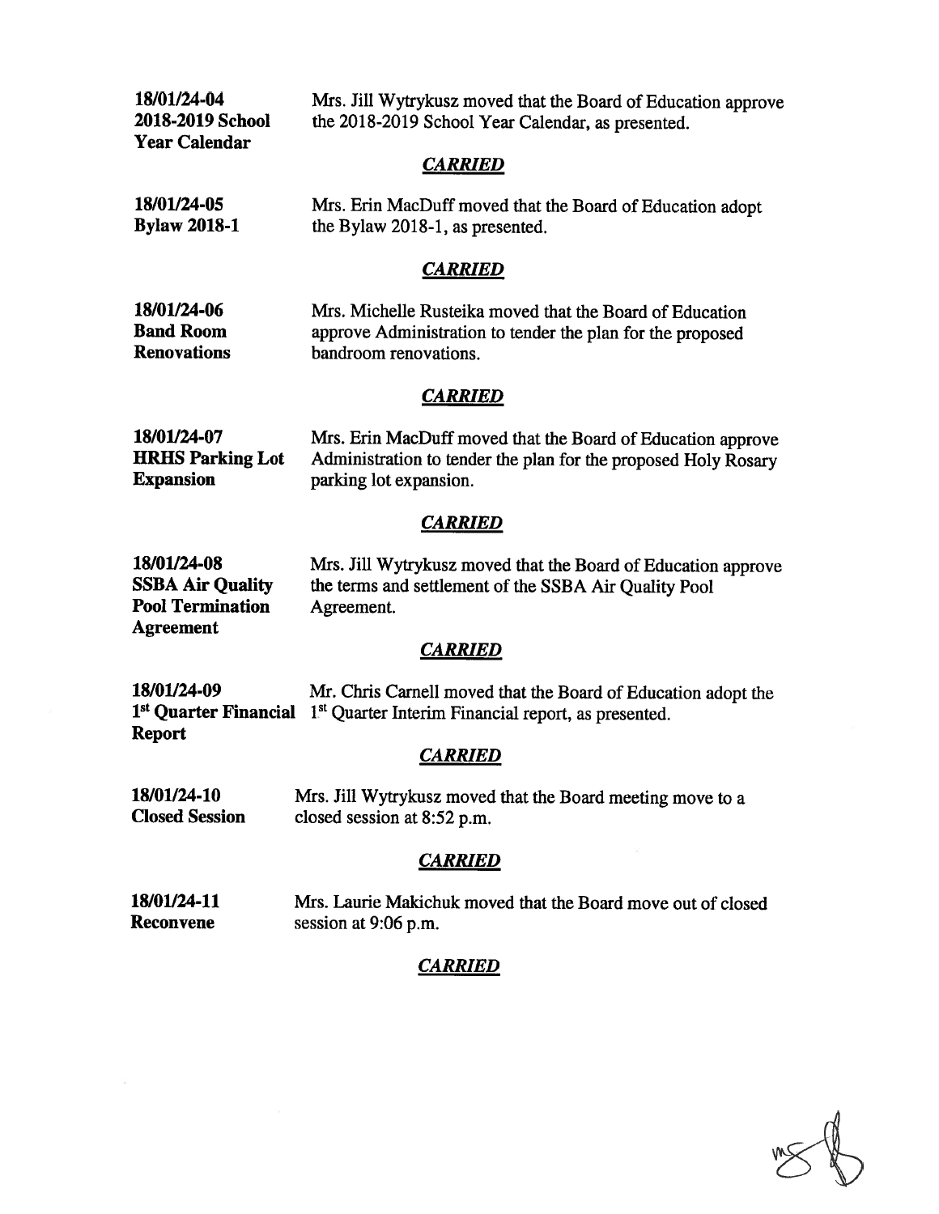**18/01/24-04**
**2018-2019 School Year Calendar**

Mrs. Jill Wytrykusz moved that the Board of Education approve the 2018-2019 School Year Calendar, as presented.

***CARRIED***

**18/01/24-05**
**Bylaw 2018-1**

Mrs. Erin MacDuff moved that the Board of Education adopt the Bylaw 2018-1, as presented.

***CARRIED***

**18/01/24-06**
**Band Room Renovations**

Mrs. Michelle Rusteika moved that the Board of Education approve Administration to tender the plan for the proposed bandroom renovations.

***CARRIED***

**18/01/24-07**
**HRHS Parking Lot Expansion**

Mrs. Erin MacDuff moved that the Board of Education approve Administration to tender the plan for the proposed Holy Rosary parking lot expansion.

***CARRIED***

**18/01/24-08**
**SSBA Air Quality Pool Termination Agreement**

Mrs. Jill Wytrykusz moved that the Board of Education approve the terms and settlement of the SSBA Air Quality Pool Agreement.

***CARRIED***

**18/01/24-09**
**1st Quarter Financial Report**

Mr. Chris Carnell moved that the Board of Education adopt the 1st Quarter Interim Financial report, as presented.

***CARRIED***

**18/01/24-10**
**Closed Session**

Mrs. Jill Wytrykusz moved that the Board meeting move to a closed session at 8:52 p.m.

***CARRIED***

**18/01/24-11**
**Reconvene**

Mrs. Laurie Makichuk moved that the Board move out of closed session at 9:06 p.m.

***CARRIED***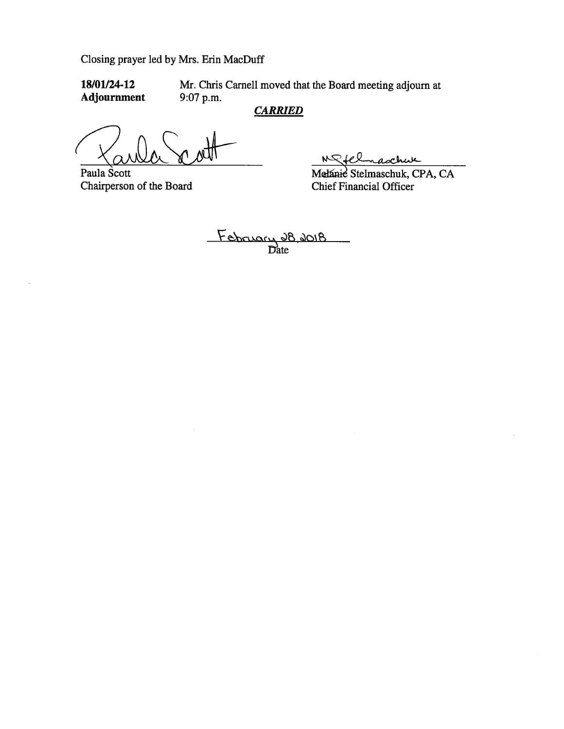Closing prayer led by Mrs. Erin MacDuff

| | |
|---|---|
| **18/01/24-12** **Adjournment** | Mr. Chris Carnell moved that the Board meeting adjourn at 9:07 p.m. |

***CARRIED***

Paula Scott
Chairperson of the Board

Melanie Stelmaschuk, CPA, CA
Chief Financial Officer

February 28, 2018
Date